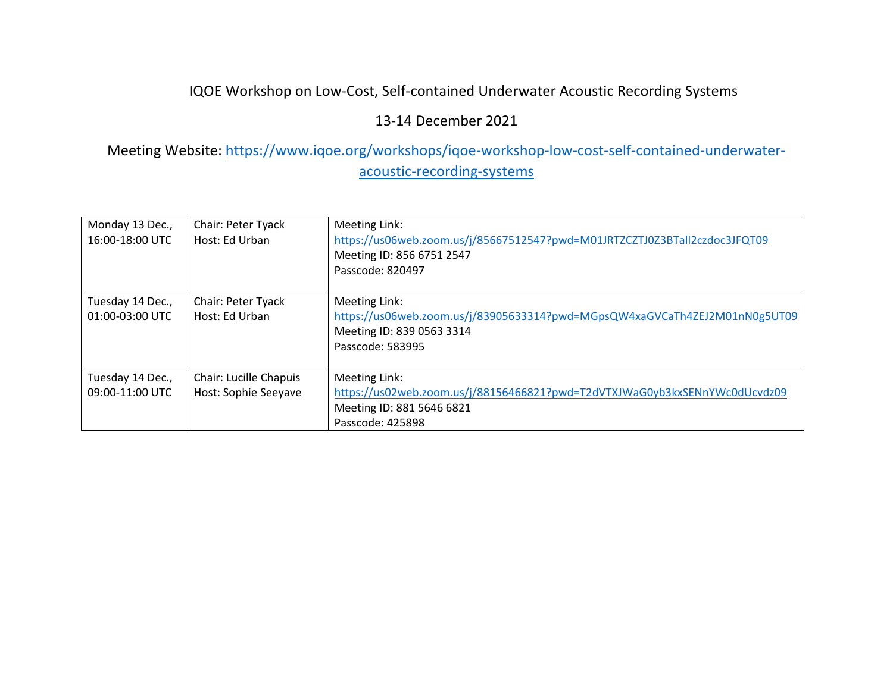IQOE Workshop on Low-Cost, Self-contained Underwater Acoustic Recording Systems

13-14 December 2021

Meeting Website: https://www.iqoe.org/workshops/iqoe-workshop-low-cost-self-contained-underwater-acoustic-recording-systems

| | | |
|---|---|---|
| Monday 13 Dec., 16:00-18:00 UTC | Chair: Peter Tyack<br>Host: Ed Urban | Meeting Link:<br>https://us06web.zoom.us/j/85667512547?pwd=M01JRTZCZTJ0Z3BTall2czdoc3JFQT09<br>Meeting ID: 856 6751 2547<br>Passcode: 820497 |
| Tuesday 14 Dec., 01:00-03:00 UTC | Chair: Peter Tyack<br>Host: Ed Urban | Meeting Link:<br>https://us06web.zoom.us/j/83905633314?pwd=MGpsQW4xaGVCaTh4ZEJ2M01nN0g5UT09<br>Meeting ID: 839 0563 3314<br>Passcode: 583995 |
| Tuesday 14 Dec., 09:00-11:00 UTC | Chair: Lucille Chapuis<br>Host: Sophie Seeyave | Meeting Link:<br>https://us02web.zoom.us/j/88156466821?pwd=T2dVTXJWaG0yb3kxSENnYWc0dUcvdz09<br>Meeting ID: 881 5646 6821<br>Passcode: 425898 |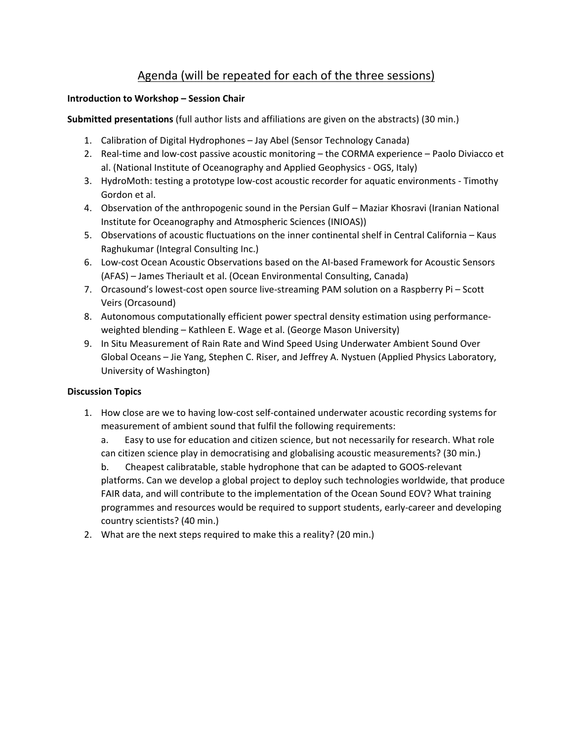## Agenda (will be repeated for each of the three sessions)

**Introduction to Workshop – Session Chair**

**Submitted presentations** (full author lists and affiliations are given on the abstracts) (30 min.)

1. Calibration of Digital Hydrophones – Jay Abel (Sensor Technology Canada)
2. Real-time and low-cost passive acoustic monitoring – the CORMA experience – Paolo Diviacco et al. (National Institute of Oceanography and Applied Geophysics - OGS, Italy)
3. HydroMoth: testing a prototype low-cost acoustic recorder for aquatic environments - Timothy Gordon et al.
4. Observation of the anthropogenic sound in the Persian Gulf – Maziar Khosravi (Iranian National Institute for Oceanography and Atmospheric Sciences (INIOAS))
5. Observations of acoustic fluctuations on the inner continental shelf in Central California – Kaus Raghukumar (Integral Consulting Inc.)
6. Low-cost Ocean Acoustic Observations based on the AI-based Framework for Acoustic Sensors (AFAS) – James Theriault et al. (Ocean Environmental Consulting, Canada)
7. Orcasound's lowest-cost open source live-streaming PAM solution on a Raspberry Pi – Scott Veirs (Orcasound)
8. Autonomous computationally efficient power spectral density estimation using performance-weighted blending – Kathleen E. Wage et al. (George Mason University)
9. In Situ Measurement of Rain Rate and Wind Speed Using Underwater Ambient Sound Over Global Oceans – Jie Yang, Stephen C. Riser, and Jeffrey A. Nystuen (Applied Physics Laboratory, University of Washington)

**Discussion Topics**

1. How close are we to having low-cost self-contained underwater acoustic recording systems for measurement of ambient sound that fulfil the following requirements:
   a. Easy to use for education and citizen science, but not necessarily for research. What role can citizen science play in democratising and globalising acoustic measurements? (30 min.)
   b. Cheapest calibratable, stable hydrophone that can be adapted to GOOS-relevant platforms. Can we develop a global project to deploy such technologies worldwide, that produce FAIR data, and will contribute to the implementation of the Ocean Sound EOV? What training programmes and resources would be required to support students, early-career and developing country scientists? (40 min.)
2. What are the next steps required to make this a reality? (20 min.)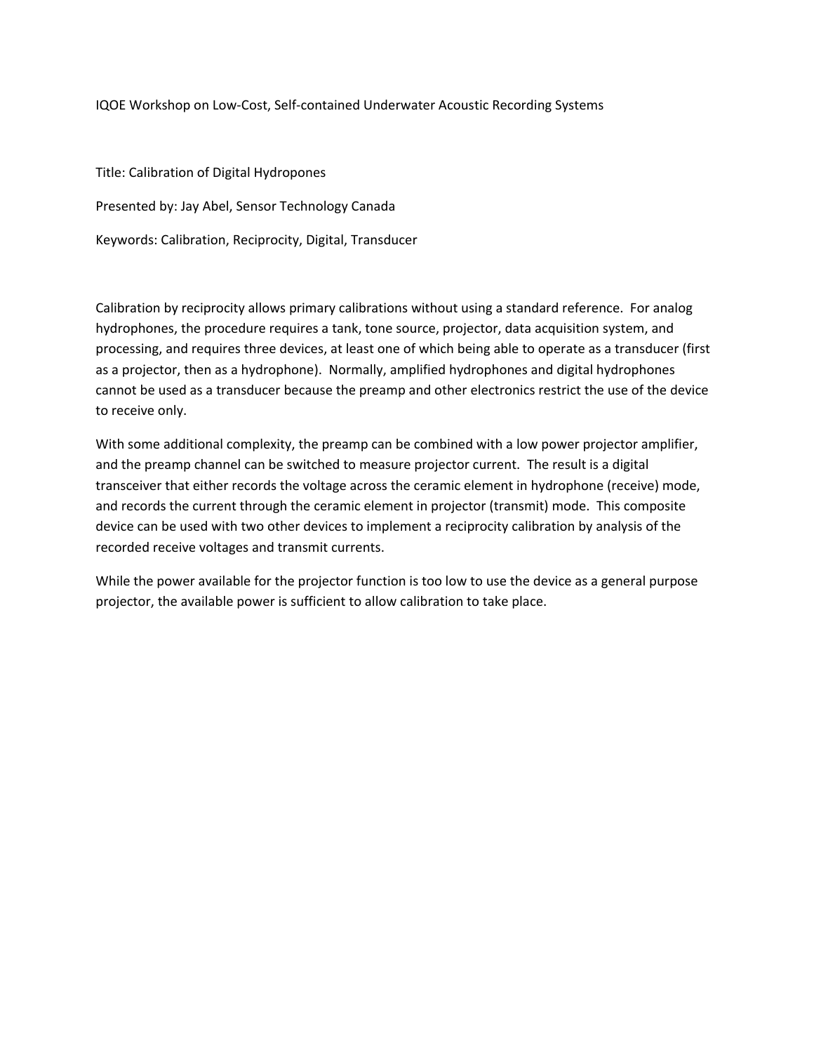IQOE Workshop on Low-Cost, Self-contained Underwater Acoustic Recording Systems

Title: Calibration of Digital Hydropones

Presented by: Jay Abel, Sensor Technology Canada

Keywords: Calibration, Reciprocity, Digital, Transducer

Calibration by reciprocity allows primary calibrations without using a standard reference. For analog hydrophones, the procedure requires a tank, tone source, projector, data acquisition system, and processing, and requires three devices, at least one of which being able to operate as a transducer (first as a projector, then as a hydrophone). Normally, amplified hydrophones and digital hydrophones cannot be used as a transducer because the preamp and other electronics restrict the use of the device to receive only.

With some additional complexity, the preamp can be combined with a low power projector amplifier, and the preamp channel can be switched to measure projector current. The result is a digital transceiver that either records the voltage across the ceramic element in hydrophone (receive) mode, and records the current through the ceramic element in projector (transmit) mode. This composite device can be used with two other devices to implement a reciprocity calibration by analysis of the recorded receive voltages and transmit currents.

While the power available for the projector function is too low to use the device as a general purpose projector, the available power is sufficient to allow calibration to take place.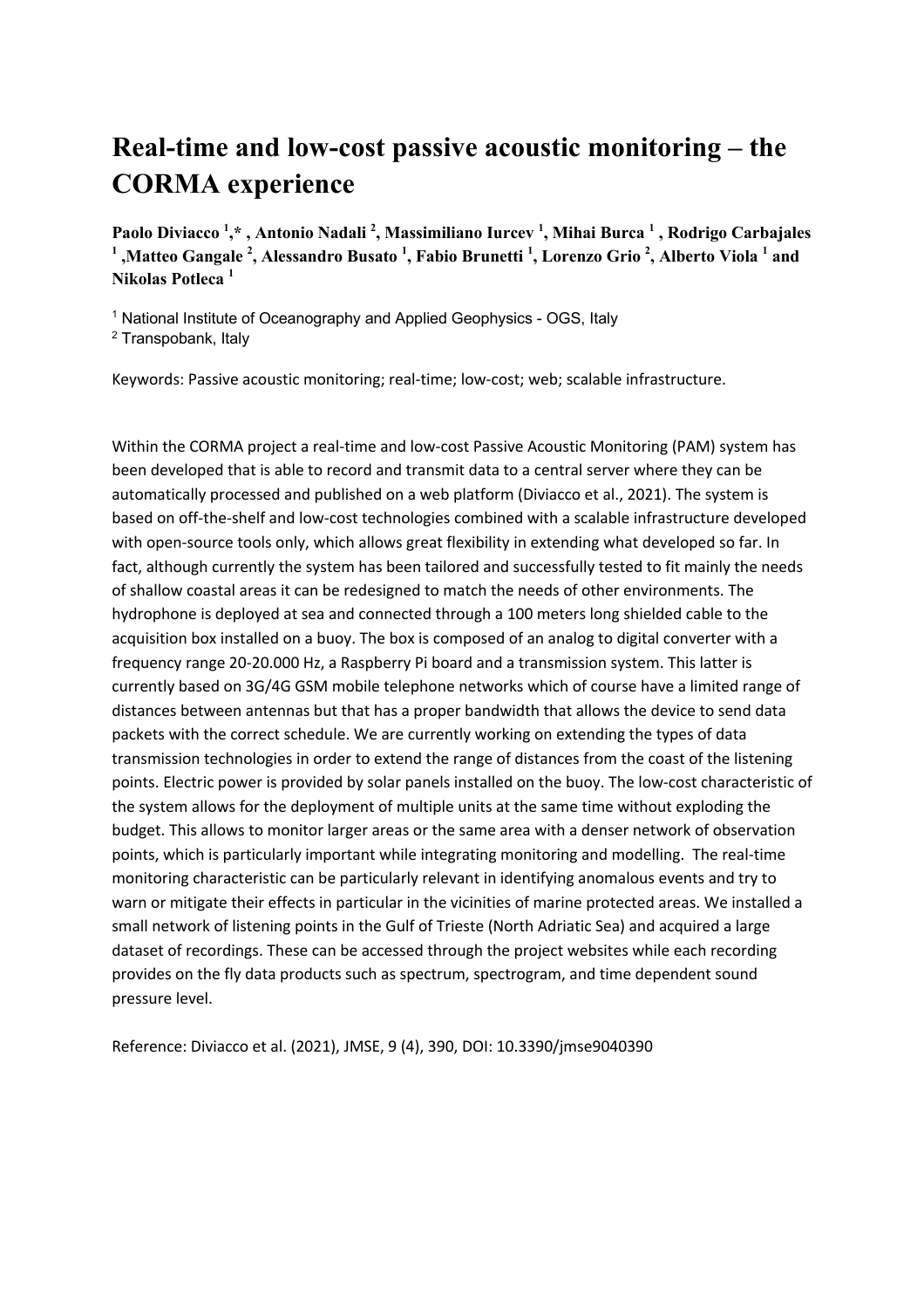# Real-time and low-cost passive acoustic monitoring – the CORMA experience

**Paolo Diviacco [1],\* , Antonio Nadali [2], Massimiliano Iurcev [1], Mihai Burca [1] , Rodrigo Carbajales [1] ,Matteo Gangale [2], Alessandro Busato [1], Fabio Brunetti [1], Lorenzo Grio [2], Alberto Viola [1] and Nikolas Potleca [1]**

[1] National Institute of Oceanography and Applied Geophysics - OGS, Italy
[2] Transpobank, Italy

Keywords: Passive acoustic monitoring; real-time; low-cost; web; scalable infrastructure.

Within the CORMA project a real-time and low-cost Passive Acoustic Monitoring (PAM) system has been developed that is able to record and transmit data to a central server where they can be automatically processed and published on a web platform (Diviacco et al., 2021). The system is based on off-the-shelf and low-cost technologies combined with a scalable infrastructure developed with open-source tools only, which allows great flexibility in extending what developed so far. In fact, although currently the system has been tailored and successfully tested to fit mainly the needs of shallow coastal areas it can be redesigned to match the needs of other environments. The hydrophone is deployed at sea and connected through a 100 meters long shielded cable to the acquisition box installed on a buoy. The box is composed of an analog to digital converter with a frequency range 20-20.000 Hz, a Raspberry Pi board and a transmission system. This latter is currently based on 3G/4G GSM mobile telephone networks which of course have a limited range of distances between antennas but that has a proper bandwidth that allows the device to send data packets with the correct schedule. We are currently working on extending the types of data transmission technologies in order to extend the range of distances from the coast of the listening points. Electric power is provided by solar panels installed on the buoy. The low-cost characteristic of the system allows for the deployment of multiple units at the same time without exploding the budget. This allows to monitor larger areas or the same area with a denser network of observation points, which is particularly important while integrating monitoring and modelling. The real-time monitoring characteristic can be particularly relevant in identifying anomalous events and try to warn or mitigate their effects in particular in the vicinities of marine protected areas. We installed a small network of listening points in the Gulf of Trieste (North Adriatic Sea) and acquired a large dataset of recordings. These can be accessed through the project websites while each recording provides on the fly data products such as spectrum, spectrogram, and time dependent sound pressure level.

Reference: Diviacco et al. (2021), JMSE, 9 (4), 390, DOI: 10.3390/jmse9040390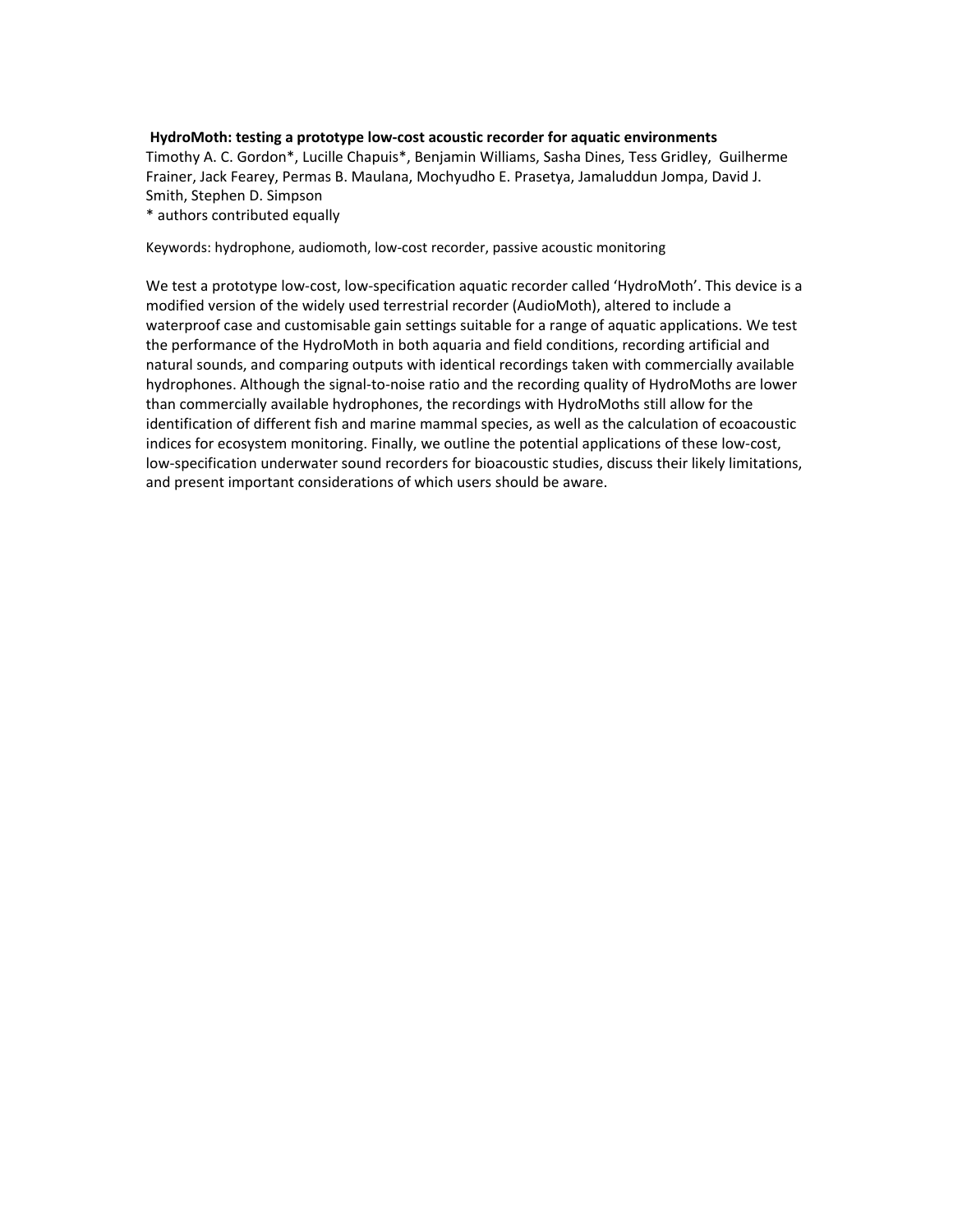**HydroMoth: testing a prototype low-cost acoustic recorder for aquatic environments**

Timothy A. C. Gordon*, Lucille Chapuis*, Benjamin Williams, Sasha Dines, Tess Gridley, Guilherme Frainer, Jack Fearey, Permas B. Maulana, Mochyudho E. Prasetya, Jamaluddun Jompa, David J. Smith, Stephen D. Simpson

* authors contributed equally

Keywords: hydrophone, audiomoth, low-cost recorder, passive acoustic monitoring

We test a prototype low-cost, low-specification aquatic recorder called 'HydroMoth'. This device is a modified version of the widely used terrestrial recorder (AudioMoth), altered to include a waterproof case and customisable gain settings suitable for a range of aquatic applications. We test the performance of the HydroMoth in both aquaria and field conditions, recording artificial and natural sounds, and comparing outputs with identical recordings taken with commercially available hydrophones. Although the signal-to-noise ratio and the recording quality of HydroMoths are lower than commercially available hydrophones, the recordings with HydroMoths still allow for the identification of different fish and marine mammal species, as well as the calculation of ecoacoustic indices for ecosystem monitoring. Finally, we outline the potential applications of these low-cost, low-specification underwater sound recorders for bioacoustic studies, discuss their likely limitations, and present important considerations of which users should be aware.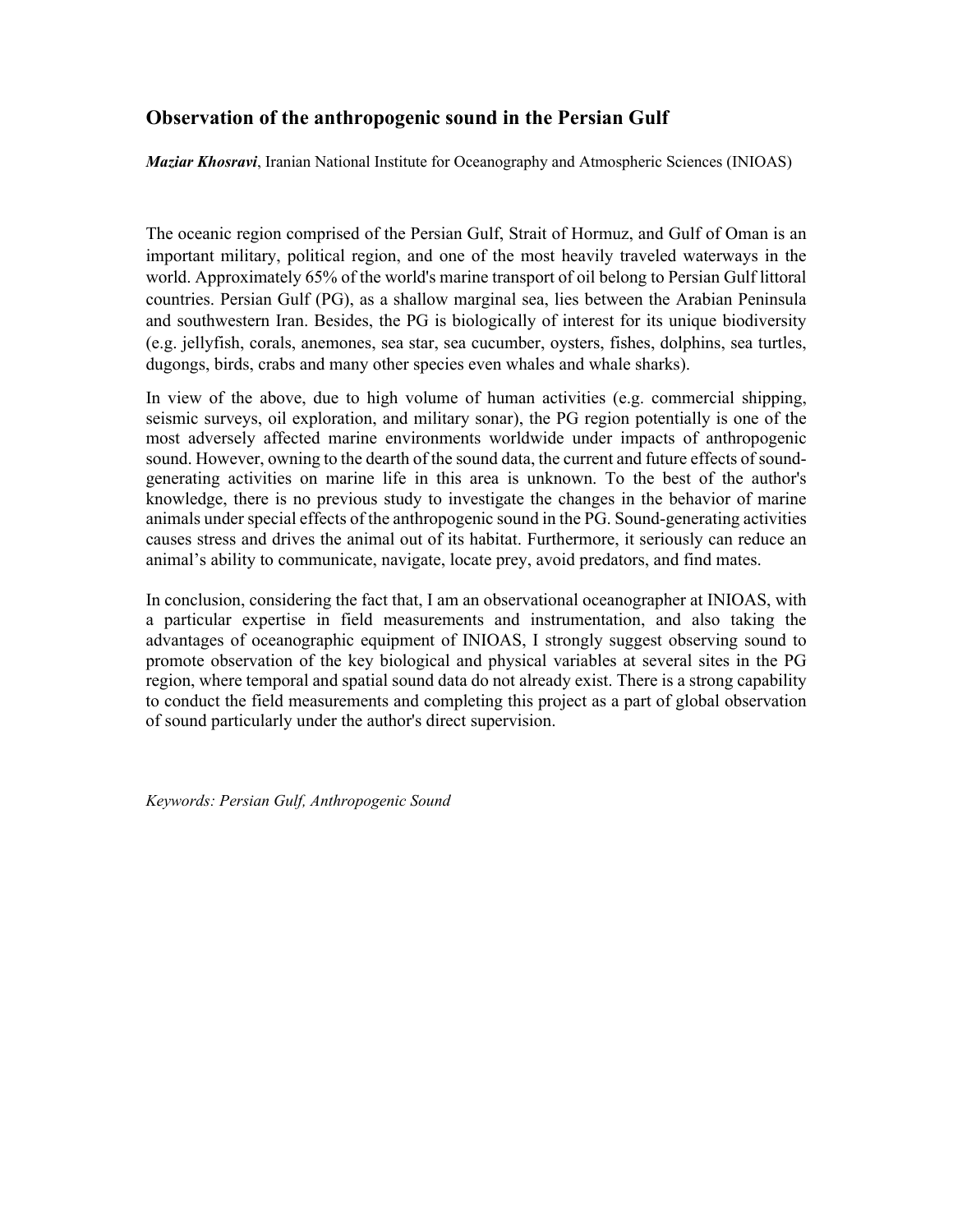## Observation of the anthropogenic sound in the Persian Gulf

***Maziar Khosravi***, Iranian National Institute for Oceanography and Atmospheric Sciences (INIOAS)

The oceanic region comprised of the Persian Gulf, Strait of Hormuz, and Gulf of Oman is an important military, political region, and one of the most heavily traveled waterways in the world. Approximately 65% of the world's marine transport of oil belong to Persian Gulf littoral countries. Persian Gulf (PG), as a shallow marginal sea, lies between the Arabian Peninsula and southwestern Iran. Besides, the PG is biologically of interest for its unique biodiversity (e.g. jellyfish, corals, anemones, sea star, sea cucumber, oysters, fishes, dolphins, sea turtles, dugongs, birds, crabs and many other species even whales and whale sharks).

In view of the above, due to high volume of human activities (e.g. commercial shipping, seismic surveys, oil exploration, and military sonar), the PG region potentially is one of the most adversely affected marine environments worldwide under impacts of anthropogenic sound. However, owning to the dearth of the sound data, the current and future effects of sound-generating activities on marine life in this area is unknown. To the best of the author's knowledge, there is no previous study to investigate the changes in the behavior of marine animals under special effects of the anthropogenic sound in the PG. Sound-generating activities causes stress and drives the animal out of its habitat. Furthermore, it seriously can reduce an animal's ability to communicate, navigate, locate prey, avoid predators, and find mates.

In conclusion, considering the fact that, I am an observational oceanographer at INIOAS, with a particular expertise in field measurements and instrumentation, and also taking the advantages of oceanographic equipment of INIOAS, I strongly suggest observing sound to promote observation of the key biological and physical variables at several sites in the PG region, where temporal and spatial sound data do not already exist. There is a strong capability to conduct the field measurements and completing this project as a part of global observation of sound particularly under the author's direct supervision.

*Keywords: Persian Gulf, Anthropogenic Sound*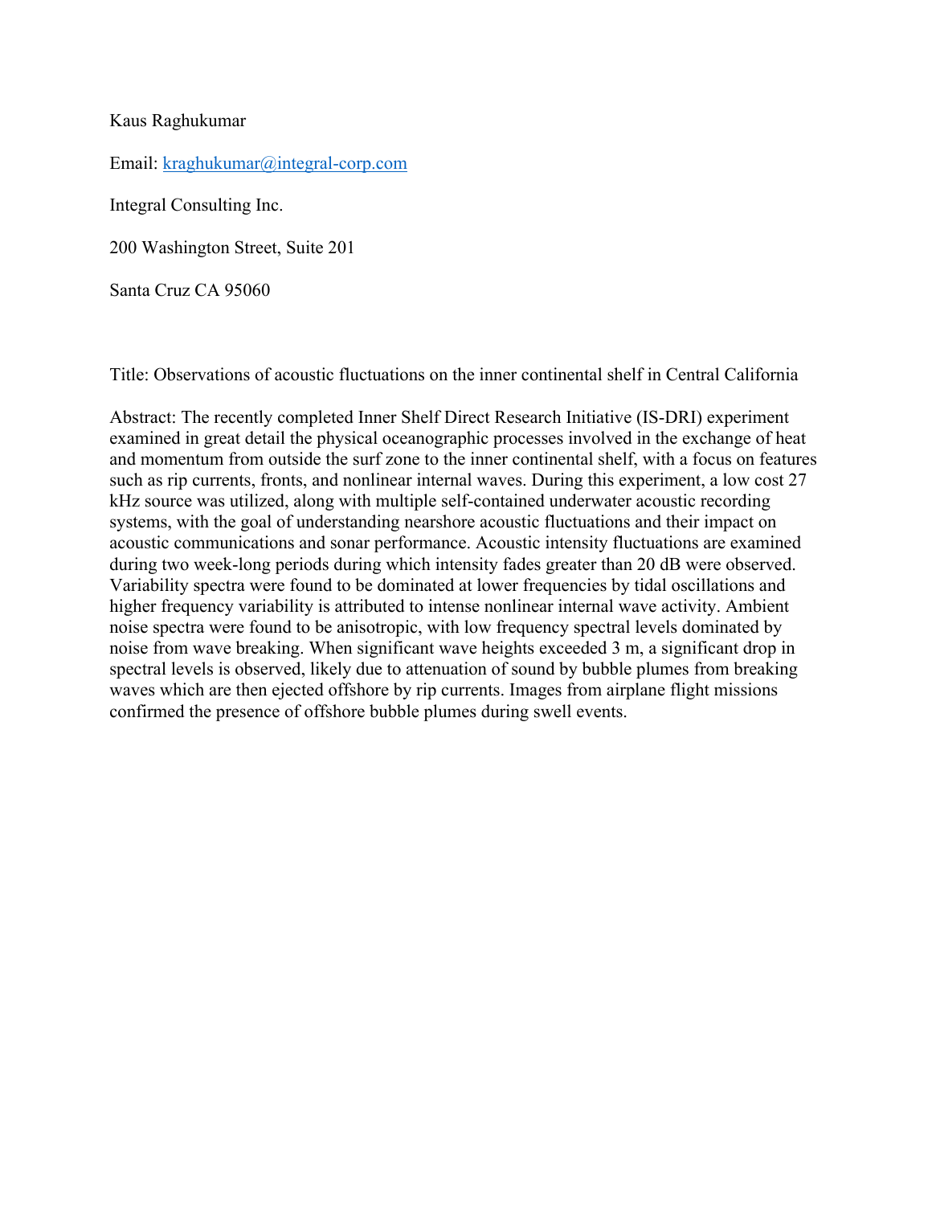Kaus Raghukumar

Email: kraghukumar@integral-corp.com

Integral Consulting Inc.

200 Washington Street, Suite 201

Santa Cruz CA 95060

Title: Observations of acoustic fluctuations on the inner continental shelf in Central California

Abstract: The recently completed Inner Shelf Direct Research Initiative (IS-DRI) experiment examined in great detail the physical oceanographic processes involved in the exchange of heat and momentum from outside the surf zone to the inner continental shelf, with a focus on features such as rip currents, fronts, and nonlinear internal waves. During this experiment, a low cost 27 kHz source was utilized, along with multiple self-contained underwater acoustic recording systems, with the goal of understanding nearshore acoustic fluctuations and their impact on acoustic communications and sonar performance. Acoustic intensity fluctuations are examined during two week-long periods during which intensity fades greater than 20 dB were observed. Variability spectra were found to be dominated at lower frequencies by tidal oscillations and higher frequency variability is attributed to intense nonlinear internal wave activity. Ambient noise spectra were found to be anisotropic, with low frequency spectral levels dominated by noise from wave breaking. When significant wave heights exceeded 3 m, a significant drop in spectral levels is observed, likely due to attenuation of sound by bubble plumes from breaking waves which are then ejected offshore by rip currents. Images from airplane flight missions confirmed the presence of offshore bubble plumes during swell events.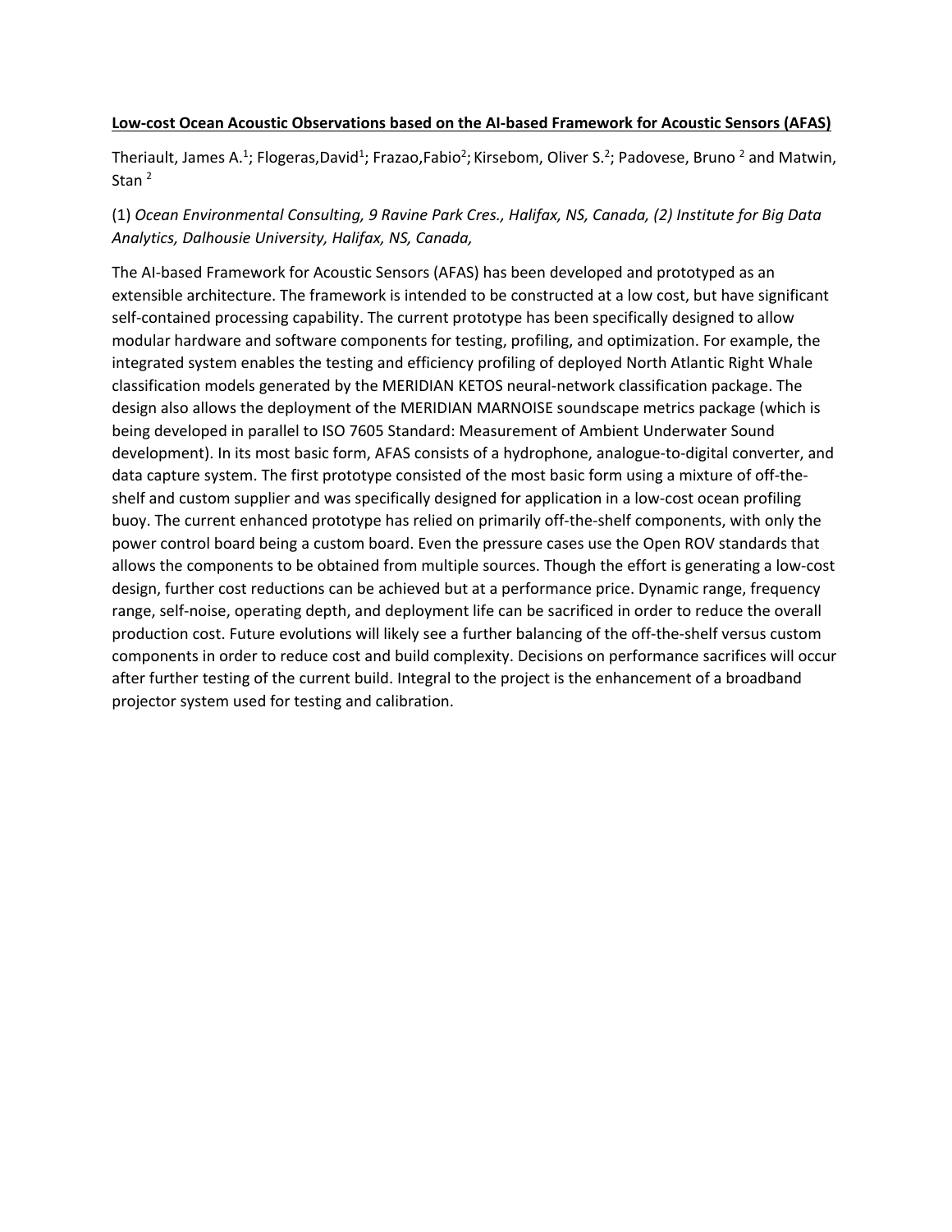**Low-cost Ocean Acoustic Observations based on the AI-based Framework for Acoustic Sensors (AFAS)**

Theriault, James A.[1]; Flogeras,David[1]; Frazao,Fabio[2]; Kirsebom, Oliver S.[2]; Padovese, Bruno [2] and Matwin, Stan [2]

(1) *Ocean Environmental Consulting, 9 Ravine Park Cres., Halifax, NS, Canada, (2) Institute for Big Data Analytics, Dalhousie University, Halifax, NS, Canada,*

The AI-based Framework for Acoustic Sensors (AFAS) has been developed and prototyped as an extensible architecture. The framework is intended to be constructed at a low cost, but have significant self-contained processing capability. The current prototype has been specifically designed to allow modular hardware and software components for testing, profiling, and optimization. For example, the integrated system enables the testing and efficiency profiling of deployed North Atlantic Right Whale classification models generated by the MERIDIAN KETOS neural-network classification package. The design also allows the deployment of the MERIDIAN MARNOISE soundscape metrics package (which is being developed in parallel to ISO 7605 Standard: Measurement of Ambient Underwater Sound development). In its most basic form, AFAS consists of a hydrophone, analogue-to-digital converter, and data capture system. The first prototype consisted of the most basic form using a mixture of off-the-shelf and custom supplier and was specifically designed for application in a low-cost ocean profiling buoy. The current enhanced prototype has relied on primarily off-the-shelf components, with only the power control board being a custom board. Even the pressure cases use the Open ROV standards that allows the components to be obtained from multiple sources. Though the effort is generating a low-cost design, further cost reductions can be achieved but at a performance price. Dynamic range, frequency range, self-noise, operating depth, and deployment life can be sacrificed in order to reduce the overall production cost. Future evolutions will likely see a further balancing of the off-the-shelf versus custom components in order to reduce cost and build complexity. Decisions on performance sacrifices will occur after further testing of the current build. Integral to the project is the enhancement of a broadband projector system used for testing and calibration.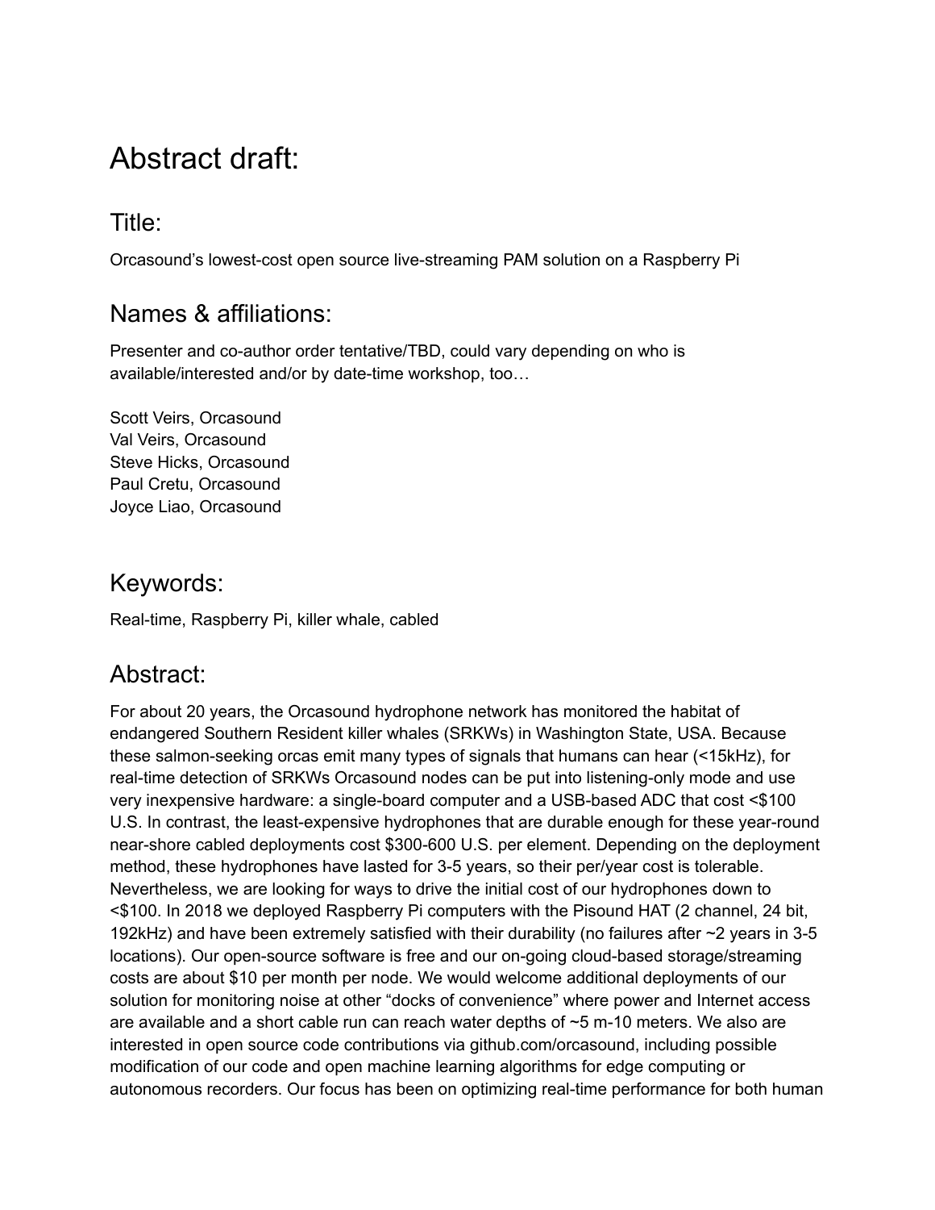# Abstract draft:

## Title:

Orcasound's lowest-cost open source live-streaming PAM solution on a Raspberry Pi

## Names & affiliations:

Presenter and co-author order tentative/TBD, could vary depending on who is available/interested and/or by date-time workshop, too…

Scott Veirs, Orcasound
Val Veirs, Orcasound
Steve Hicks, Orcasound
Paul Cretu, Orcasound
Joyce Liao, Orcasound

## Keywords:

Real-time, Raspberry Pi, killer whale, cabled

## Abstract:

For about 20 years, the Orcasound hydrophone network has monitored the habitat of endangered Southern Resident killer whales (SRKWs) in Washington State, USA. Because these salmon-seeking orcas emit many types of signals that humans can hear (<15kHz), for real-time detection of SRKWs Orcasound nodes can be put into listening-only mode and use very inexpensive hardware: a single-board computer and a USB-based ADC that cost <$100 U.S. In contrast, the least-expensive hydrophones that are durable enough for these year-round near-shore cabled deployments cost $300-600 U.S. per element. Depending on the deployment method, these hydrophones have lasted for 3-5 years, so their per/year cost is tolerable. Nevertheless, we are looking for ways to drive the initial cost of our hydrophones down to <$100. In 2018 we deployed Raspberry Pi computers with the Pisound HAT (2 channel, 24 bit, 192kHz) and have been extremely satisfied with their durability (no failures after ~2 years in 3-5 locations). Our open-source software is free and our on-going cloud-based storage/streaming costs are about $10 per month per node. We would welcome additional deployments of our solution for monitoring noise at other "docks of convenience" where power and Internet access are available and a short cable run can reach water depths of ~5 m-10 meters. We also are interested in open source code contributions via github.com/orcasound, including possible modification of our code and open machine learning algorithms for edge computing or autonomous recorders. Our focus has been on optimizing real-time performance for both human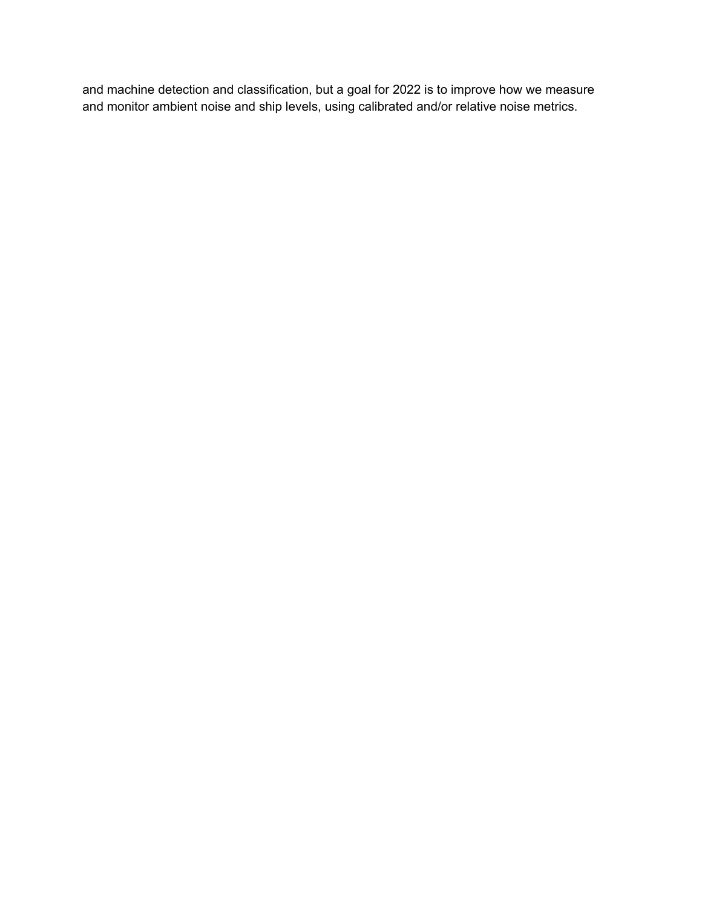and machine detection and classification, but a goal for 2022 is to improve how we measure and monitor ambient noise and ship levels, using calibrated and/or relative noise metrics.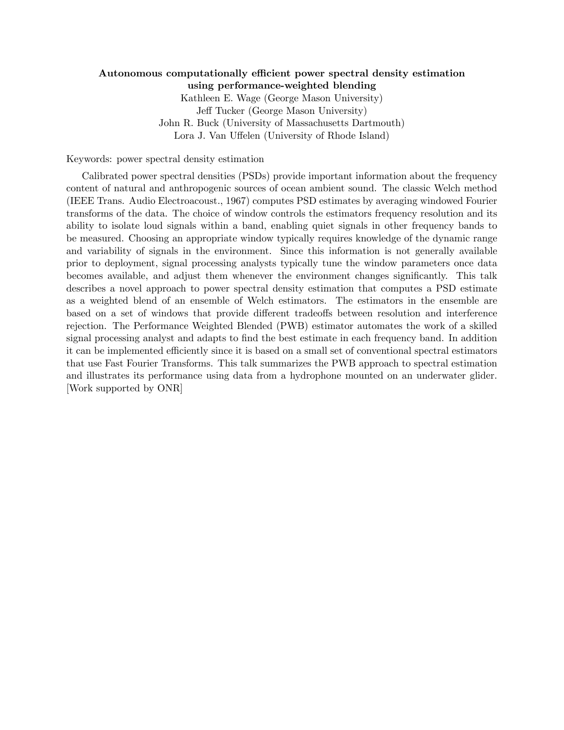**Autonomous computationally efficient power spectral density estimation using performance-weighted blending**

Kathleen E. Wage (George Mason University)
Jeff Tucker (George Mason University)
John R. Buck (University of Massachusetts Dartmouth)
Lora J. Van Uffelen (University of Rhode Island)

Keywords: power spectral density estimation

Calibrated power spectral densities (PSDs) provide important information about the frequency content of natural and anthropogenic sources of ocean ambient sound. The classic Welch method (IEEE Trans. Audio Electroacoust., 1967) computes PSD estimates by averaging windowed Fourier transforms of the data. The choice of window controls the estimators frequency resolution and its ability to isolate loud signals within a band, enabling quiet signals in other frequency bands to be measured. Choosing an appropriate window typically requires knowledge of the dynamic range and variability of signals in the environment. Since this information is not generally available prior to deployment, signal processing analysts typically tune the window parameters once data becomes available, and adjust them whenever the environment changes significantly. This talk describes a novel approach to power spectral density estimation that computes a PSD estimate as a weighted blend of an ensemble of Welch estimators. The estimators in the ensemble are based on a set of windows that provide different tradeoffs between resolution and interference rejection. The Performance Weighted Blended (PWB) estimator automates the work of a skilled signal processing analyst and adapts to find the best estimate in each frequency band. In addition it can be implemented efficiently since it is based on a small set of conventional spectral estimators that use Fast Fourier Transforms. This talk summarizes the PWB approach to spectral estimation and illustrates its performance using data from a hydrophone mounted on an underwater glider. [Work supported by ONR]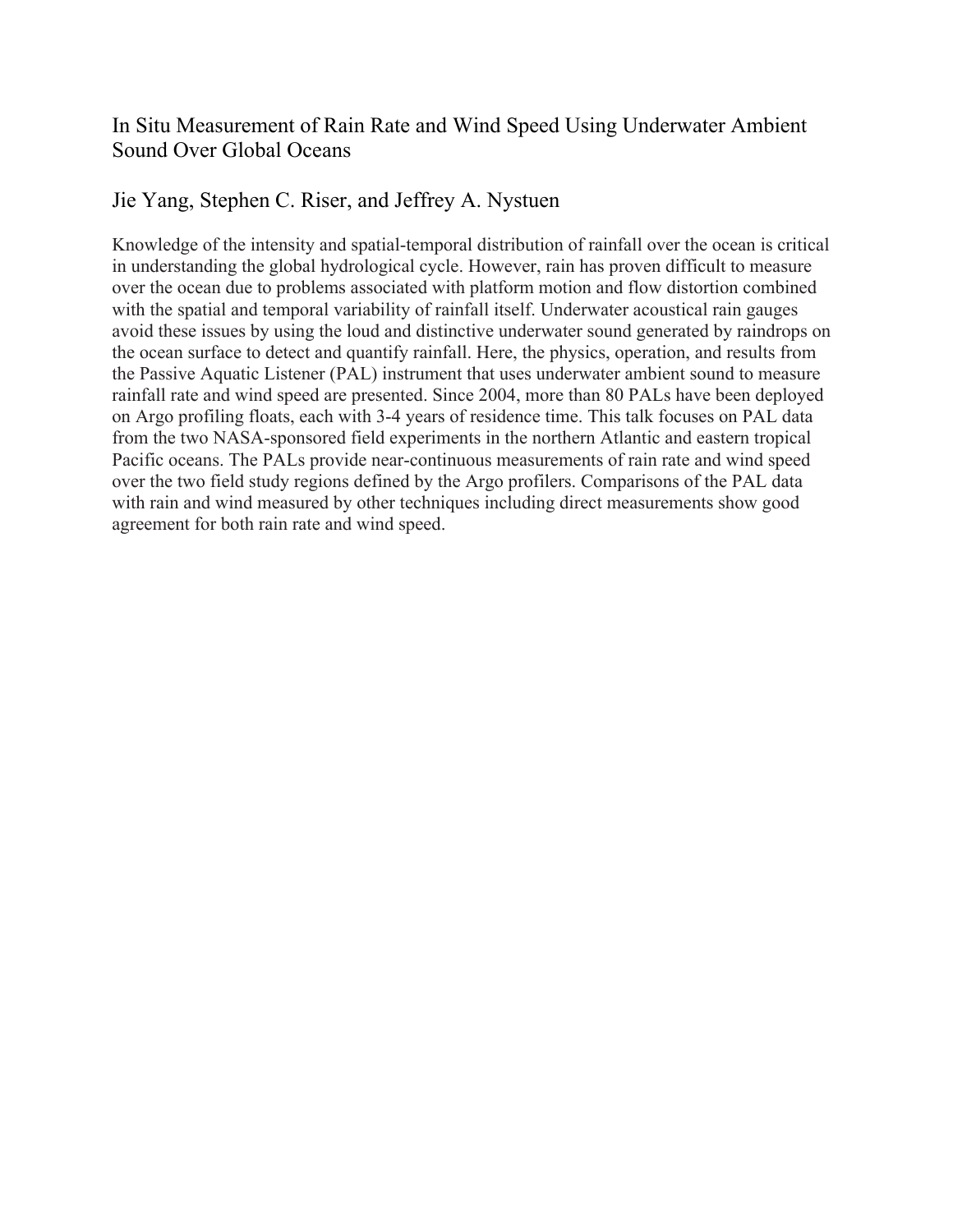# In Situ Measurement of Rain Rate and Wind Speed Using Underwater Ambient Sound Over Global Oceans

## Jie Yang, Stephen C. Riser, and Jeffrey A. Nystuen

Knowledge of the intensity and spatial-temporal distribution of rainfall over the ocean is critical in understanding the global hydrological cycle. However, rain has proven difficult to measure over the ocean due to problems associated with platform motion and flow distortion combined with the spatial and temporal variability of rainfall itself. Underwater acoustical rain gauges avoid these issues by using the loud and distinctive underwater sound generated by raindrops on the ocean surface to detect and quantify rainfall. Here, the physics, operation, and results from the Passive Aquatic Listener (PAL) instrument that uses underwater ambient sound to measure rainfall rate and wind speed are presented. Since 2004, more than 80 PALs have been deployed on Argo profiling floats, each with 3-4 years of residence time. This talk focuses on PAL data from the two NASA-sponsored field experiments in the northern Atlantic and eastern tropical Pacific oceans. The PALs provide near-continuous measurements of rain rate and wind speed over the two field study regions defined by the Argo profilers. Comparisons of the PAL data with rain and wind measured by other techniques including direct measurements show good agreement for both rain rate and wind speed.